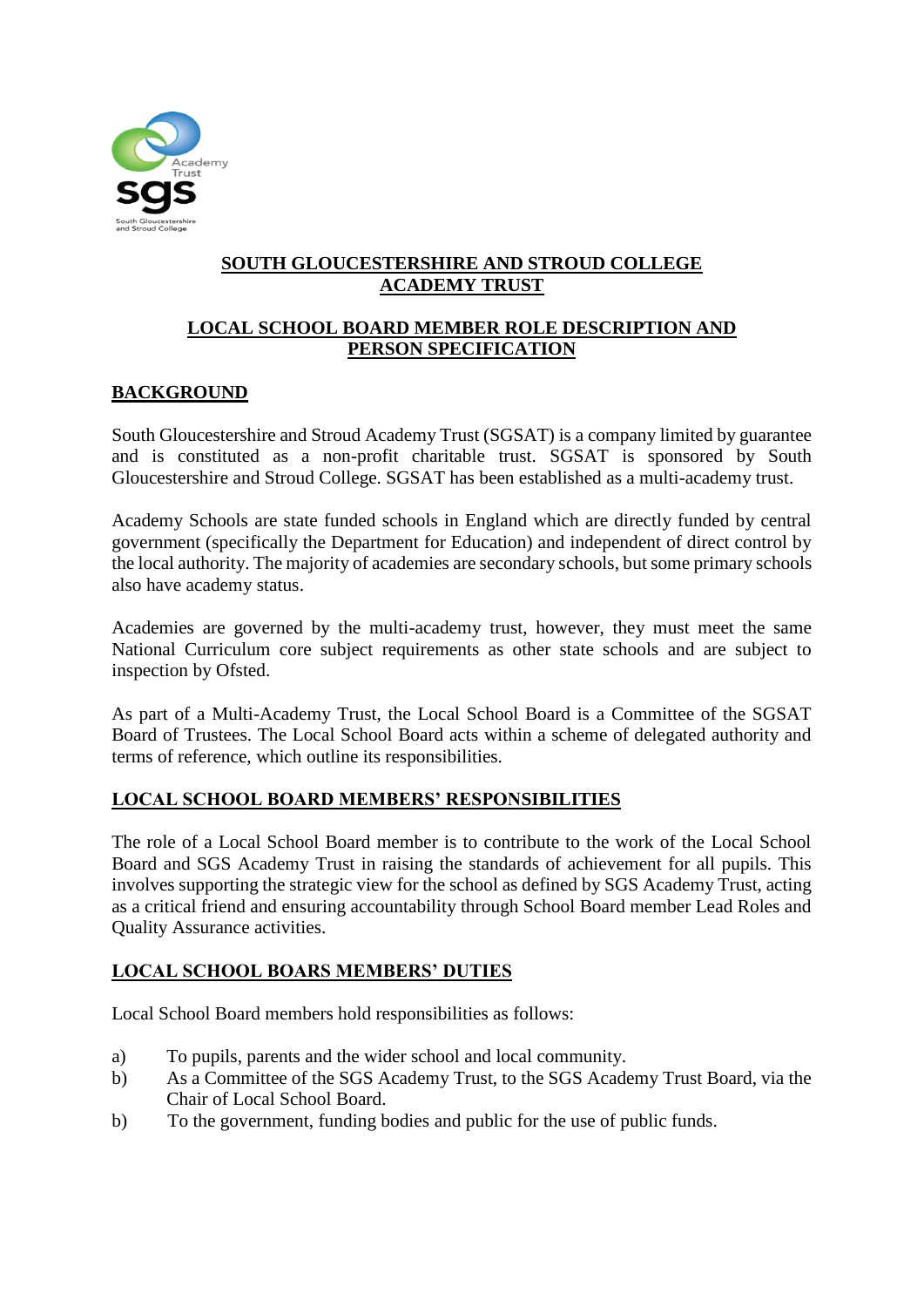# SOUTH GLOUCESTERSHIRE AND STROUD COLLEGE ACADEMY TRUST

## LOCAL SCHOOL BOARD MEMBER ROLE DESCRIPTION AND PERSON SPECIFICATION

### BACKGROUND

South Gloucestershire and Stroud Academy Trust (SGSAT) is a company limited by guarantee and is constituted as a non-profit charitable trust. SGSAT is sponsored by South Gloucestershire and Stroud College. SGSAT has been established as a multi-academy trust.

Academy Schools are state funded schools in England which are directly funded by central government (specifically the Department for Education) and independent of direct control by the local authority. The majority of academies are secondary schools, but some primary schools also have academy status.

Academies are governed by the multi-academy trust, however, they must meet the same National Curriculum core subject requirements as other state schools and are subject to inspection by Ofsted.

As part of a Multi-Academy Trust, the Local School Board is a Committee of the SGSAT Board of Trustees. The Local School Board acts within a scheme of delegated authority and terms of reference, which outline its responsibilities.

### LOCAL SCHOOL BOARD MEMBERS' RESPONSIBILITIES

The role of a Local School Board member is to contribute to the work of the Local School Board and SGS Academy Trust in raising the standards of achievement for all pupils. This involves supporting the strategic view for the school as defined by SGS Academy Trust, acting as a critical friend and ensuring accountability through School Board member Lead Roles and Quality Assurance activities.

### LOCAL SCHOOL BOARS MEMBERS' DUTIES

Local School Board members hold responsibilities as follows:

a) To pupils, parents and the wider school and local community.
b) As a Committee of the SGS Academy Trust, to the SGS Academy Trust Board, via the Chair of Local School Board.
b) To the government, funding bodies and public for the use of public funds.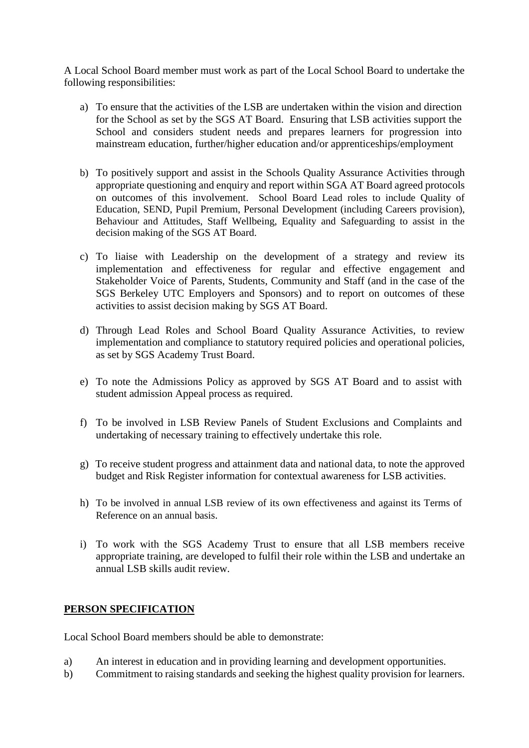A Local School Board member must work as part of the Local School Board to undertake the following responsibilities:

a) To ensure that the activities of the LSB are undertaken within the vision and direction for the School as set by the SGS AT Board. Ensuring that LSB activities support the School and considers student needs and prepares learners for progression into mainstream education, further/higher education and/or apprenticeships/employment

b) To positively support and assist in the Schools Quality Assurance Activities through appropriate questioning and enquiry and report within SGA AT Board agreed protocols on outcomes of this involvement. School Board Lead roles to include Quality of Education, SEND, Pupil Premium, Personal Development (including Careers provision), Behaviour and Attitudes, Staff Wellbeing, Equality and Safeguarding to assist in the decision making of the SGS AT Board.

c) To liaise with Leadership on the development of a strategy and review its implementation and effectiveness for regular and effective engagement and Stakeholder Voice of Parents, Students, Community and Staff (and in the case of the SGS Berkeley UTC Employers and Sponsors) and to report on outcomes of these activities to assist decision making by SGS AT Board.

d) Through Lead Roles and School Board Quality Assurance Activities, to review implementation and compliance to statutory required policies and operational policies, as set by SGS Academy Trust Board.

e) To note the Admissions Policy as approved by SGS AT Board and to assist with student admission Appeal process as required.

f) To be involved in LSB Review Panels of Student Exclusions and Complaints and undertaking of necessary training to effectively undertake this role.

g) To receive student progress and attainment data and national data, to note the approved budget and Risk Register information for contextual awareness for LSB activities.

h) To be involved in annual LSB review of its own effectiveness and against its Terms of Reference on an annual basis.

i) To work with the SGS Academy Trust to ensure that all LSB members receive appropriate training, are developed to fulfil their role within the LSB and undertake an annual LSB skills audit review.

## PERSON SPECIFICATION

Local School Board members should be able to demonstrate:

a) An interest in education and in providing learning and development opportunities.
b) Commitment to raising standards and seeking the highest quality provision for learners.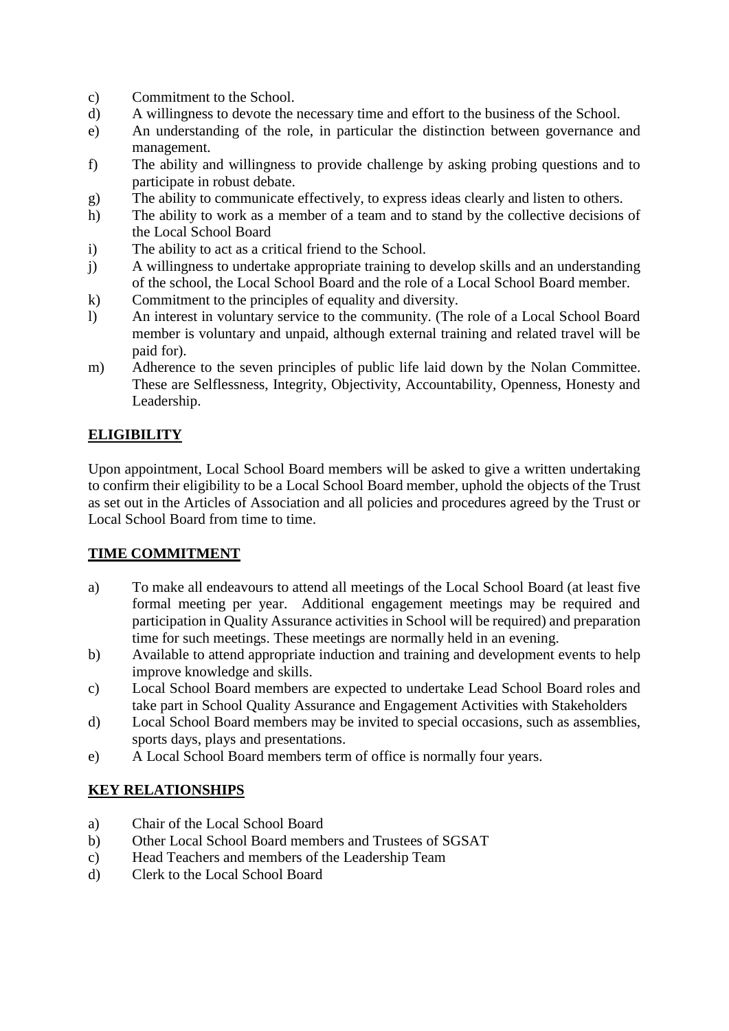c) Commitment to the School.
d) A willingness to devote the necessary time and effort to the business of the School.
e) An understanding of the role, in particular the distinction between governance and management.
f) The ability and willingness to provide challenge by asking probing questions and to participate in robust debate.
g) The ability to communicate effectively, to express ideas clearly and listen to others.
h) The ability to work as a member of a team and to stand by the collective decisions of the Local School Board
i) The ability to act as a critical friend to the School.
j) A willingness to undertake appropriate training to develop skills and an understanding of the school, the Local School Board and the role of a Local School Board member.
k) Commitment to the principles of equality and diversity.
l) An interest in voluntary service to the community. (The role of a Local School Board member is voluntary and unpaid, although external training and related travel will be paid for).
m) Adherence to the seven principles of public life laid down by the Nolan Committee. These are Selflessness, Integrity, Objectivity, Accountability, Openness, Honesty and Leadership.

## ELIGIBILITY

Upon appointment, Local School Board members will be asked to give a written undertaking to confirm their eligibility to be a Local School Board member, uphold the objects of the Trust as set out in the Articles of Association and all policies and procedures agreed by the Trust or Local School Board from time to time.

## TIME COMMITMENT

a) To make all endeavours to attend all meetings of the Local School Board (at least five formal meeting per year. Additional engagement meetings may be required and participation in Quality Assurance activities in School will be required) and preparation time for such meetings. These meetings are normally held in an evening.
b) Available to attend appropriate induction and training and development events to help improve knowledge and skills.
c) Local School Board members are expected to undertake Lead School Board roles and take part in School Quality Assurance and Engagement Activities with Stakeholders
d) Local School Board members may be invited to special occasions, such as assemblies, sports days, plays and presentations.
e) A Local School Board members term of office is normally four years.

## KEY RELATIONSHIPS

a) Chair of the Local School Board
b) Other Local School Board members and Trustees of SGSAT
c) Head Teachers and members of the Leadership Team
d) Clerk to the Local School Board